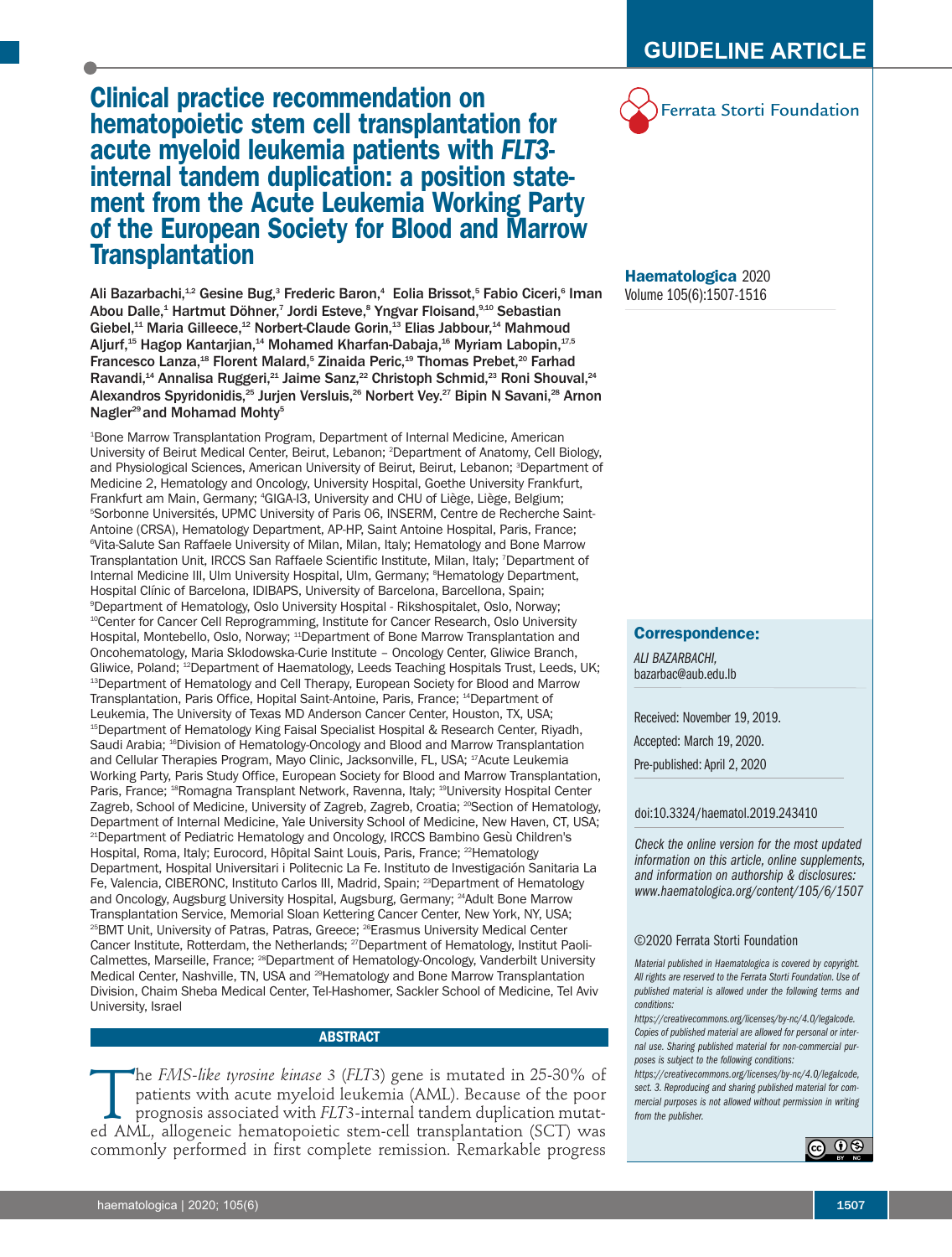GUIDELINE ARTICLE

Ferrata Storti Foundation

# Clinical practice recommendation on hematopoietic stem cell transplantation for acute myeloid leukemia patients with *FLT3*-internal tandem duplication: a position statement from the Acute Leukemia Working Party of the European Society for Blood and Marrow Transplantation

**Ali Bazarbachi,[1,2] Gesine Bug,[3] Frederic Baron,[4] Eolia Brissot,[5] Fabio Ciceri,[6] Iman Abou Dalle,[1] Hartmut Döhner,[7] Jordi Esteve,[8] Yngvar Floisand,[9,10] Sebastian Giebel,[11] Maria Gilleece,[12] Norbert-Claude Gorin,[13] Elias Jabbour,[14] Mahmoud Aljurf,[15] Hagop Kantarjian,[14] Mohamed Kharfan-Dabaja,[16] Myriam Labopin,[17,5] Francesco Lanza,[18] Florent Malard,[5] Zinaida Peric,[19] Thomas Prebet,[20] Farhad Ravandi,[14] Annalisa Ruggeri,[21] Jaime Sanz,[22] Christoph Schmid,[23] Roni Shouval,[24] Alexandros Spyridonidis,[25] Jurjen Versluis,[26] Norbert Vey.[27] Bipin N Savani,[28] Arnon Nagler[29] and Mohamad Mohty[5]**

[1]Bone Marrow Transplantation Program, Department of Internal Medicine, American University of Beirut Medical Center, Beirut, Lebanon; [2]Department of Anatomy, Cell Biology, and Physiological Sciences, American University of Beirut, Beirut, Lebanon; [3]Department of Medicine 2, Hematology and Oncology, University Hospital, Goethe University Frankfurt, Frankfurt am Main, Germany; [4]GIGA-I3, University and CHU of Liège, Liège, Belgium; [5]Sorbonne Universités, UPMC University of Paris 06, INSERM, Centre de Recherche Saint-Antoine (CRSA), Hematology Department, AP-HP, Saint Antoine Hospital, Paris, France; [6]Vita-Salute San Raffaele University of Milan, Milan, Italy; Hematology and Bone Marrow Transplantation Unit, IRCCS San Raffaele Scientific Institute, Milan, Italy; [7]Department of Internal Medicine III, Ulm University Hospital, Ulm, Germany; [8]Hematology Department, Hospital Clínic of Barcelona, IDIBAPS, University of Barcelona, Barcellona, Spain; [9]Department of Hematology, Oslo University Hospital - Rikshospitalet, Oslo, Norway; [10]Center for Cancer Cell Reprogramming, Institute for Cancer Research, Oslo University Hospital, Montebello, Oslo, Norway; [11]Department of Bone Marrow Transplantation and Oncohematology, Maria Sklodowska-Curie Institute – Oncology Center, Gliwice Branch, Gliwice, Poland; [12]Department of Haematology, Leeds Teaching Hospitals Trust, Leeds, UK; [13]Department of Hematology and Cell Therapy, European Society for Blood and Marrow Transplantation, Paris Office, Hopital Saint-Antoine, Paris, France; [14]Department of Leukemia, The University of Texas MD Anderson Cancer Center, Houston, TX, USA; [15]Department of Hematology King Faisal Specialist Hospital & Research Center, Riyadh, Saudi Arabia; [16]Division of Hematology-Oncology and Blood and Marrow Transplantation and Cellular Therapies Program, Mayo Clinic, Jacksonville, FL, USA; [17]Acute Leukemia Working Party, Paris Study Office, European Society for Blood and Marrow Transplantation, Paris, France; [18]Romagna Transplant Network, Ravenna, Italy; [19]University Hospital Center Zagreb, School of Medicine, University of Zagreb, Zagreb, Croatia; [20]Section of Hematology, Department of Internal Medicine, Yale University School of Medicine, New Haven, CT, USA; [21]Department of Pediatric Hematology and Oncology, IRCCS Bambino Gesù Children's Hospital, Roma, Italy; Eurocord, Hôpital Saint Louis, Paris, France; [22]Hematology Department, Hospital Universitari i Politecnic La Fe. Instituto de Investigación Sanitaria La Fe, Valencia, CIBERONC, Instituto Carlos III, Madrid, Spain; [23]Department of Hematology and Oncology, Augsburg University Hospital, Augsburg, Germany; [24]Adult Bone Marrow Transplantation Service, Memorial Sloan Kettering Cancer Center, New York, NY, USA; [25]BMT Unit, University of Patras, Patras, Greece; [26]Erasmus University Medical Center Cancer Institute, Rotterdam, the Netherlands; [27]Department of Hematology, Institut Paoli-Calmettes, Marseille, France; [28]Department of Hematology-Oncology, Vanderbilt University Medical Center, Nashville, TN, USA and [29]Hematology and Bone Marrow Transplantation Division, Chaim Sheba Medical Center, Tel-Hashomer, Sackler School of Medicine, Tel Aviv University, Israel

**Haematologica** 2020
Volume 105(6):1507-1516

**Correspondence:**

*ALI BAZARBACHI,*
bazarbac@aub.edu.lb

Received: November 19, 2019.

Accepted: March 19, 2020.

Pre-published: April 2, 2020

doi:10.3324/haematol.2019.243410

*Check the online version for the most updated information on this article, online supplements, and information on authorship & disclosures: www.haematologica.org/content/105/6/1507*

©2020 Ferrata Storti Foundation

*Material published in Haematologica is covered by copyright. All rights are reserved to the Ferrata Storti Foundation. Use of published material is allowed under the following terms and conditions: https://creativecommons.org/licenses/by-nc/4.0/legalcode. Copies of published material are allowed for personal or internal use. Sharing published material for non-commercial purposes is subject to the following conditions: https://creativecommons.org/licenses/by-nc/4.0/legalcode, sect. 3. Reproducing and sharing published material for commercial purposes is not allowed without permission in writing from the publisher.*

## ABSTRACT

The *FMS-like tyrosine kinase 3* (*FLT3*) gene is mutated in 25-30% of patients with acute myeloid leukemia (AML). Because of the poor prognosis associated with *FLT3*-internal tandem duplication mutated AML, allogeneic hematopoietic stem-cell transplantation (SCT) was commonly performed in first complete remission. Remarkable progress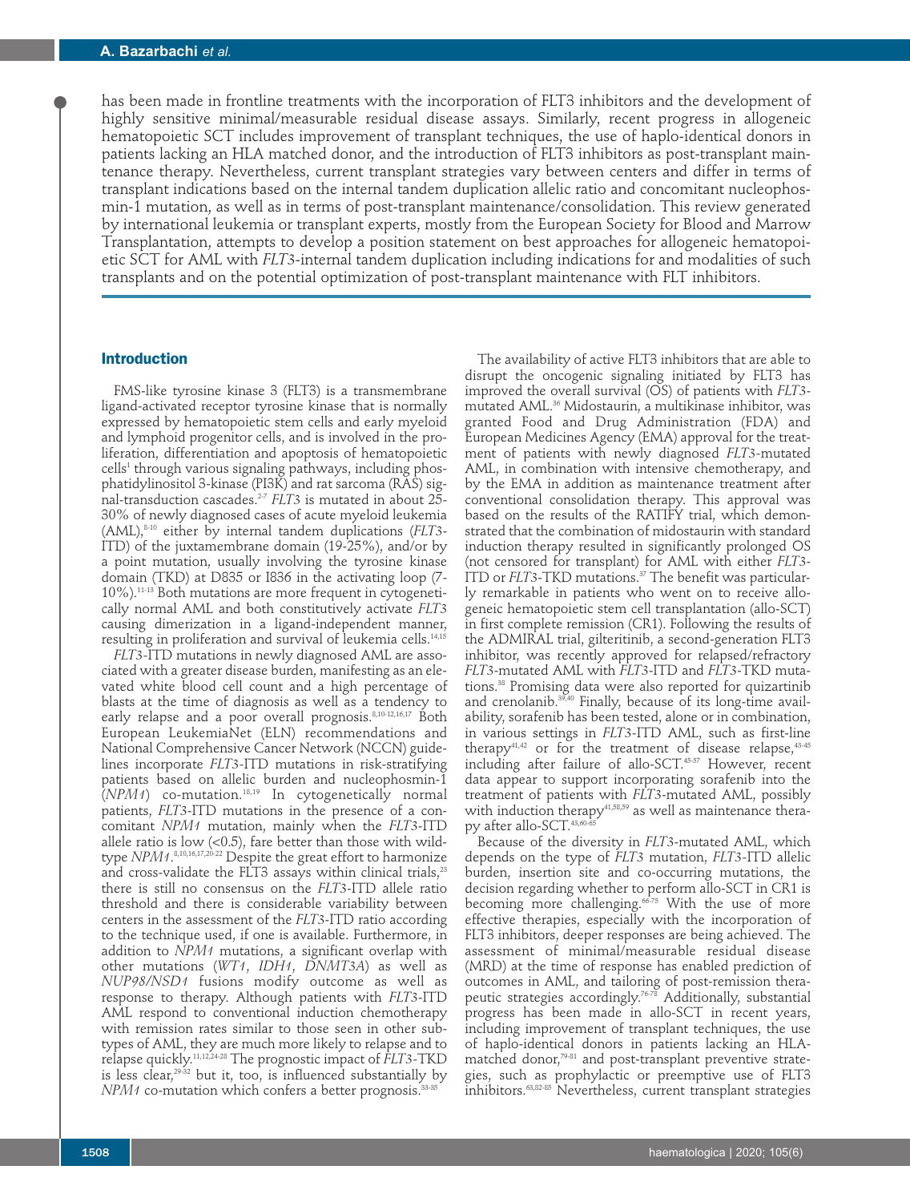has been made in frontline treatments with the incorporation of FLT3 inhibitors and the development of highly sensitive minimal/measurable residual disease assays. Similarly, recent progress in allogeneic hematopoietic SCT includes improvement of transplant techniques, the use of haplo-identical donors in patients lacking an HLA matched donor, and the introduction of FLT3 inhibitors as post-transplant maintenance therapy. Nevertheless, current transplant strategies vary between centers and differ in terms of transplant indications based on the internal tandem duplication allelic ratio and concomitant nucleophosmin-1 mutation, as well as in terms of post-transplant maintenance/consolidation. This review generated by international leukemia or transplant experts, mostly from the European Society for Blood and Marrow Transplantation, attempts to develop a position statement on best approaches for allogeneic hematopoietic SCT for AML with *FLT3*-internal tandem duplication including indications for and modalities of such transplants and on the potential optimization of post-transplant maintenance with FLT inhibitors.

## Introduction

FMS-like tyrosine kinase 3 (FLT3) is a transmembrane ligand-activated receptor tyrosine kinase that is normally expressed by hematopoietic stem cells and early myeloid and lymphoid progenitor cells, and is involved in the proliferation, differentiation and apoptosis of hematopoietic cells[1] through various signaling pathways, including phosphatidylinositol 3-kinase (PI3K) and rat sarcoma (RAS) signal-transduction cascades.[2-7] *FLT3* is mutated in about 25-30% of newly diagnosed cases of acute myeloid leukemia (AML),[8-10] either by internal tandem duplications (*FLT3*-ITD) of the juxtamembrane domain (19-25%), and/or by a point mutation, usually involving the tyrosine kinase domain (TKD) at D835 or I836 in the activating loop (7-10%).[11-13] Both mutations are more frequent in cytogenetically normal AML and both constitutively activate *FLT3* causing dimerization in a ligand-independent manner, resulting in proliferation and survival of leukemia cells.[14,15]

*FLT3*-ITD mutations in newly diagnosed AML are associated with a greater disease burden, manifesting as an elevated white blood cell count and a high percentage of blasts at the time of diagnosis as well as a tendency to early relapse and a poor overall prognosis.[8,10-12,16,17] Both European LeukemiaNet (ELN) recommendations and National Comprehensive Cancer Network (NCCN) guidelines incorporate *FLT3*-ITD mutations in risk-stratifying patients based on allelic burden and nucleophosmin-1 (*NPM1*) co-mutation.[18,19] In cytogenetically normal patients, *FLT3*-ITD mutations in the presence of a concomitant *NPM1* mutation, mainly when the *FLT3*-ITD allele ratio is low (<0.5), fare better than those with wild-type *NPM1*.[8,10,16,17,20-22] Despite the great effort to harmonize and cross-validate the FLT3 assays within clinical trials,[23] there is still no consensus on the *FLT3*-ITD allele ratio threshold and there is considerable variability between centers in the assessment of the *FLT3*-ITD ratio according to the technique used, if one is available. Furthermore, in addition to *NPM1* mutations, a significant overlap with other mutations (*WT1*, *IDH1*, *DNMT3A*) as well as *NUP98/NSD1* fusions modify outcome as well as response to therapy. Although patients with *FLT3*-ITD AML respond to conventional induction chemotherapy with remission rates similar to those seen in other subtypes of AML, they are much more likely to relapse and to relapse quickly.[11,12,24-28] The prognostic impact of *FLT3*-TKD is less clear,[29-32] but it, too, is influenced substantially by *NPM1* co-mutation which confers a better prognosis.[33-35]

The availability of active FLT3 inhibitors that are able to disrupt the oncogenic signaling initiated by FLT3 has improved the overall survival (OS) of patients with *FLT3*-mutated AML.[36] Midostaurin, a multikinase inhibitor, was granted Food and Drug Administration (FDA) and European Medicines Agency (EMA) approval for the treatment of patients with newly diagnosed *FLT3*-mutated AML, in combination with intensive chemotherapy, and by the EMA in addition as maintenance treatment after conventional consolidation therapy. This approval was based on the results of the RATIFY trial, which demonstrated that the combination of midostaurin with standard induction therapy resulted in significantly prolonged OS (not censored for transplant) for AML with either *FLT3*-ITD or *FLT3*-TKD mutations.[37] The benefit was particularly remarkable in patients who went on to receive allogeneic hematopoietic stem cell transplantation (allo-SCT) in first complete remission (CR1). Following the results of the ADMIRAL trial, gilteritinib, a second-generation FLT3 inhibitor, was recently approved for relapsed/refractory *FLT3*-mutated AML with *FLT3*-ITD and *FLT3*-TKD mutations.[38] Promising data were also reported for quizartinib and crenolanib.[39,40] Finally, because of its long-time availability, sorafenib has been tested, alone or in combination, in various settings in *FLT3*-ITD AML, such as first-line therapy[41,42] or for the treatment of disease relapse,[43-45] including after failure of allo-SCT.[45-57] However, recent data appear to support incorporating sorafenib into the treatment of patients with *FLT3*-mutated AML, possibly with induction therapy[41,58,59] as well as maintenance therapy after allo-SCT.[43,60-65]

Because of the diversity in *FLT3*-mutated AML, which depends on the type of *FLT3* mutation, *FLT3*-ITD allelic burden, insertion site and co-occurring mutations, the decision regarding whether to perform allo-SCT in CR1 is becoming more challenging.[66-75] With the use of more effective therapies, especially with the incorporation of FLT3 inhibitors, deeper responses are being achieved. The assessment of minimal/measurable residual disease (MRD) at the time of response has enabled prediction of outcomes in AML, and tailoring of post-remission therapeutic strategies accordingly.[76-78] Additionally, substantial progress has been made in allo-SCT in recent years, including improvement of transplant techniques, the use of haplo-identical donors in patients lacking an HLA-matched donor,[79-81] and post-transplant preventive strategies, such as prophylactic or preemptive use of FLT3 inhibitors.[63,82-85] Nevertheless, current transplant strategies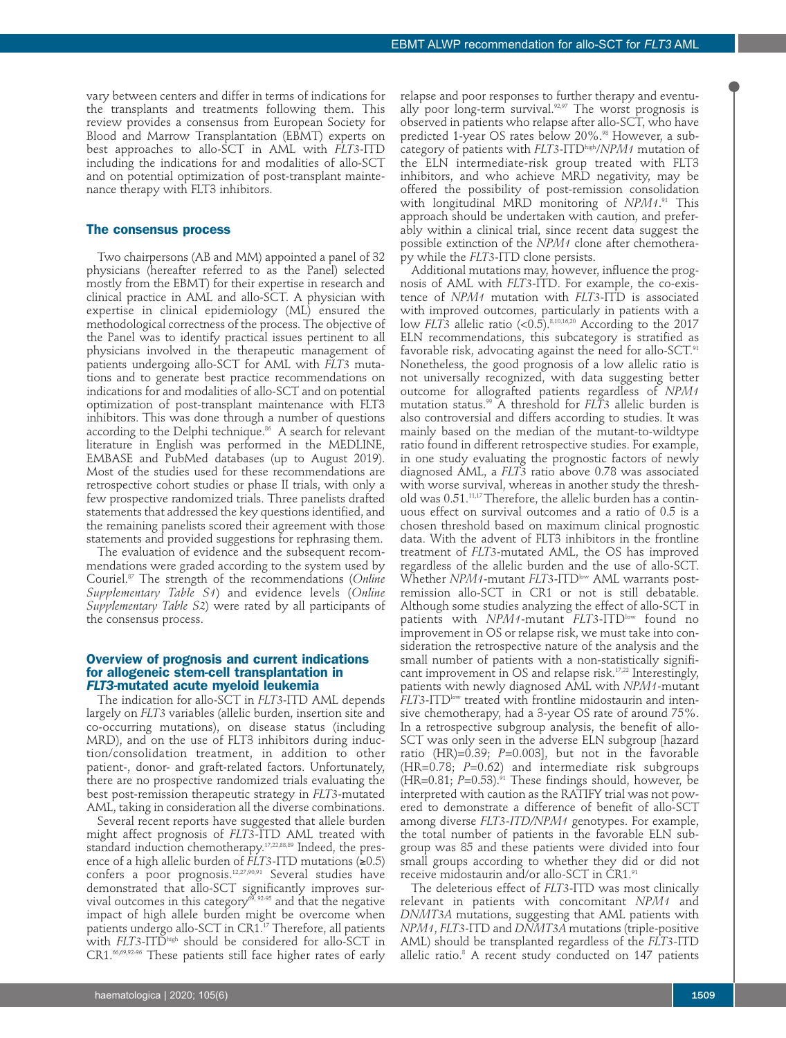vary between centers and differ in terms of indications for the transplants and treatments following them. This review provides a consensus from European Society for Blood and Marrow Transplantation (EBMT) experts on best approaches to allo-SCT in AML with *FLT3*-ITD including the indications for and modalities of allo-SCT and on potential optimization of post-transplant maintenance therapy with FLT3 inhibitors.

## The consensus process

Two chairpersons (AB and MM) appointed a panel of 32 physicians (hereafter referred to as the Panel) selected mostly from the EBMT) for their expertise in research and clinical practice in AML and allo-SCT. A physician with expertise in clinical epidemiology (ML) ensured the methodological correctness of the process. The objective of the Panel was to identify practical issues pertinent to all physicians involved in the therapeutic management of patients undergoing allo-SCT for AML with *FLT3* mutations and to generate best practice recommendations on indications for and modalities of allo-SCT and on potential optimization of post-transplant maintenance with FLT3 inhibitors. This was done through a number of questions according to the Delphi technique.[86] A search for relevant literature in English was performed in the MEDLINE, EMBASE and PubMed databases (up to August 2019). Most of the studies used for these recommendations are retrospective cohort studies or phase II trials, with only a few prospective randomized trials. Three panelists drafted statements that addressed the key questions identified, and the remaining panelists scored their agreement with those statements and provided suggestions for rephrasing them.

The evaluation of evidence and the subsequent recommendations were graded according to the system used by Couriel.[87] The strength of the recommendations (*Online Supplementary Table S1*) and evidence levels (*Online Supplementary Table S2*) were rated by all participants of the consensus process.

## Overview of prognosis and current indications for allogeneic stem-cell transplantation in *FLT3*-mutated acute myeloid leukemia

The indication for allo-SCT in *FLT3*-ITD AML depends largely on *FLT3* variables (allelic burden, insertion site and co-occurring mutations), on disease status (including MRD), and on the use of FLT3 inhibitors during induction/consolidation treatment, in addition to other patient-, donor- and graft-related factors. Unfortunately, there are no prospective randomized trials evaluating the best post-remission therapeutic strategy in *FLT3*-mutated AML, taking in consideration all the diverse combinations.

Several recent reports have suggested that allele burden might affect prognosis of *FLT3*-ITD AML treated with standard induction chemotherapy.[17,22,88,89] Indeed, the presence of a high allelic burden of *FLT3*-ITD mutations (≥0.5) confers a poor prognosis.[12,27,90,91] Several studies have demonstrated that allo-SCT significantly improves survival outcomes in this category[69,92-95] and that the negative impact of high allele burden might be overcome when patients undergo allo-SCT in CR1.[17] Therefore, all patients with *FLT3*-ITD$^{high}$ should be considered for allo-SCT in CR1.[66,69,92-96] These patients still face higher rates of early relapse and poor responses to further therapy and eventually poor long-term survival.[92,97] The worst prognosis is observed in patients who relapse after allo-SCT, who have predicted 1-year OS rates below 20%.[98] However, a subcategory of patients with *FLT3*-ITD$^{high}$/*NPM1* mutation of the ELN intermediate-risk group treated with FLT3 inhibitors, and who achieve MRD negativity, may be offered the possibility of post-remission consolidation with longitudinal MRD monitoring of *NPM1*.[91] This approach should be undertaken with caution, and preferably within a clinical trial, since recent data suggest the possible extinction of the *NPM1* clone after chemotherapy while the *FLT3*-ITD clone persists.

Additional mutations may, however, influence the prognosis of AML with *FLT3*-ITD. For example, the co-existence of *NPM1* mutation with *FLT3*-ITD is associated with improved outcomes, particularly in patients with a low *FLT3* allelic ratio (<0.5).[8,10,16,20] According to the 2017 ELN recommendations, this subcategory is stratified as favorable risk, advocating against the need for allo-SCT.[91] Nonetheless, the good prognosis of a low allelic ratio is not universally recognized, with data suggesting better outcome for allografted patients regardless of *NPM1* mutation status.[99] A threshold for *FLT3* allelic burden is also controversial and differs according to studies. It was mainly based on the median of the mutant-to-wildtype ratio found in different retrospective studies. For example, in one study evaluating the prognostic factors of newly diagnosed AML, a *FLT3* ratio above 0.78 was associated with worse survival, whereas in another study the threshold was 0.51.[11,17] Therefore, the allelic burden has a continuous effect on survival outcomes and a ratio of 0.5 is a chosen threshold based on maximum clinical prognostic data. With the advent of FLT3 inhibitors in the frontline treatment of *FLT3*-mutated AML, the OS has improved regardless of the allelic burden and the use of allo-SCT. Whether *NPM1*-mutant *FLT3*-ITD$^{low}$ AML warrants post-remission allo-SCT in CR1 or not is still debatable. Although some studies analyzing the effect of allo-SCT in patients with *NPM1*-mutant *FLT3*-ITD$^{low}$ found no improvement in OS or relapse risk, we must take into consideration the retrospective nature of the analysis and the small number of patients with a non-statistically significant improvement in OS and relapse risk.[17,22] Interestingly, patients with newly diagnosed AML with *NPM1*-mutant *FLT3*-ITD$^{low}$ treated with frontline midostaurin and intensive chemotherapy, had a 3-year OS rate of around 75%. In a retrospective subgroup analysis, the benefit of allo-SCT was only seen in the adverse ELN subgroup [hazard ratio (HR)=0.39; $P$=0.003], but not in the favorable (HR=0.78; $P$=0.62) and intermediate risk subgroups (HR=0.81; $P$=0.53).[91] These findings should, however, be interpreted with caution as the RATIFY trial was not powered to demonstrate a difference of benefit of allo-SCT among diverse *FLT3-ITD/NPM1* genotypes. For example, the total number of patients in the favorable ELN subgroup was 85 and these patients were divided into four small groups according to whether they did or did not receive midostaurin and/or allo-SCT in CR1.[91]

The deleterious effect of *FLT3*-ITD was most clinically relevant in patients with concomitant *NPM1* and *DNMT3A* mutations, suggesting that AML patients with *NPM1*, *FLT3*-ITD and *DNMT3A* mutations (triple-positive AML) should be transplanted regardless of the *FLT3*-ITD allelic ratio.[8] A recent study conducted on 147 patients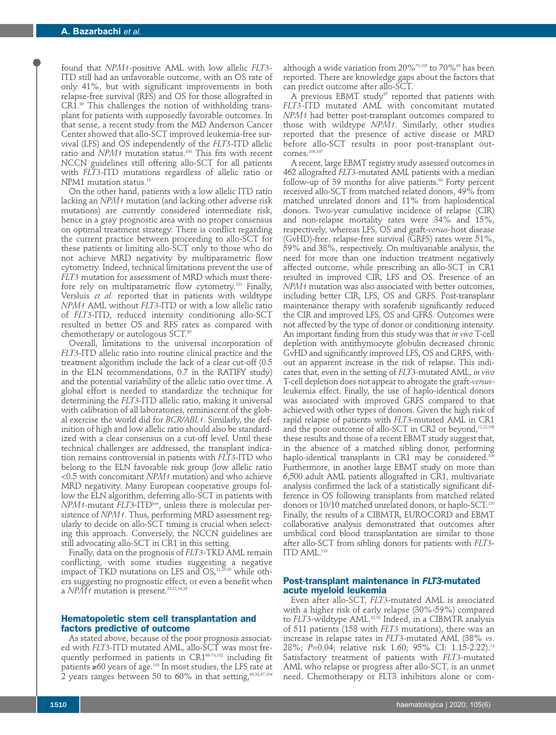found that *NPM1*-positive AML with low allelic *FLT3*-ITD still had an unfavorable outcome, with an OS rate of only 41%, but with significant improvements in both relapse-free survival (RFS) and OS for those allografted in CR1.[99] This challenges the notion of withholding transplant for patients with supposedly favorable outcomes. In that sense, a recent study from the MD Anderson Cancer Center showed that allo-SCT improved leukemia-free survival (LFS) and OS independently of the *FLT3*-ITD allelic ratio and *NPM1* mutation status.[100] This fits with recent NCCN guidelines still offering allo-SCT for all patients with *FLT3*-ITD mutations regardless of allelic ratio or NPM1 mutation status.[18]

On the other hand, patients with a low allelic ITD ratio lacking an *NPM1* mutation (and lacking other adverse risk mutations) are currently considered intermediate risk, hence in a gray prognostic area with no proper consensus on optimal treatment strategy. There is conflict regarding the current practice between proceeding to allo-SCT for these patients or limiting allo-SCT only to those who do not achieve MRD negativity by multiparametric flow cytometry. Indeed, technical limitations prevent the use of *FLT3* mutation for assessment of MRD which must therefore rely on multiparametric flow cytometry.[101] Finally, Versluis *et al.* reported that in patients with wildtype *NPM1* AML without *FLT3*-ITD or with a low allelic ratio of *FLT3*-ITD, reduced intensity conditioning allo-SCT resulted in better OS and RFS rates as compared with chemotherapy or autologous SCT.[89]

Overall, limitations to the universal incorporation of *FLT3*-ITD allelic ratio into routine clinical practice and the treatment algorithm include the lack of a clear cut-off (0.5 in the ELN recommendations, 0.7 in the RATIFY study) and the potential variability of the allelic ratio over time. A global effort is needed to standardize the technique for determining the *FLT3*-ITD allelic ratio, making it universal with calibration of all laboratories, reminiscent of the global exercise the world did for *BCR/ABL1*. Similarly, the definition of high and low allelic ratio should also be standardized with a clear consensus on a cut-off level. Until these technical challenges are addressed, the transplant indication remains controversial in patients with *FLT3*-ITD who belong to the ELN favorable risk group (low allelic ratio <0.5 with concomitant *NPM1* mutation) and who achieve MRD negativity. Many European cooperative groups follow the ELN algorithm, deferring allo-SCT in patients with *NPM1*-mutant *FLT3*-ITD$^{low}$, unless there is molecular persistence of *NPM1*. Thus, performing MRD assessment regularly to decide on allo-SCT timing is crucial when selecting this approach. Conversely, the NCCN guidelines are still advocating allo-SCT in CR1 in this setting.

Finally, data on the prognosis of *FLT3*-TKD AML remain conflicting, with some studies suggesting a negative impact of TKD mutations on LFS and OS,[11,25,30] while others suggesting no prognostic effect, or even a benefit when a *NPM1* mutation is present.[29,32,34,35]

## Hematopoietic stem cell transplantation and factors predictive of outcome

As stated above, because of the poor prognosis associated with *FLT3*-ITD mutated AML, allo-SCT was most frequently performed in patients in CR1[66-74,102] including fit patients ≥60 years of age.[103] In most studies, the LFS rate at 2 years ranges between 50 to 60% in that setting,[66,92,97,104] although a wide variation from 20%[70,105] to 70%[69] has been reported. There are knowledge gaps about the factors that can predict outcome after allo-SCT.

A previous EBMT study[97] reported that patients with *FLT3*-ITD mutated AML with concomitant mutated *NPM1* had better post-transplant outcomes compared to those with wildtype *NPM1*. Similarly, other studies reported that the presence of active disease or MRD before allo-SCT results in poor post-transplant outcomes.[106,107]

A recent, large EBMT registry study assessed outcomes in 462 allografted *FLT3*-mutated AML patients with a median follow-up of 39 months for alive patients.[63] Forty percent received allo-SCT from matched related donors, 49% from matched unrelated donors and 11% from haploidentical donors. Two-year cumulative incidence of relapse (CIR) and non-relapse mortality rates were 34% and 15%, respectively, whereas LFS, OS and graft-*versus*-host disease (GvHD)-free. relapse-free survival (GRFS) rates were 51%, 59% and 38%, respectively. On multivariable analysis, the need for more than one induction treatment negatively affected outcome, while prescribing an allo-SCT in CR1 resulted in improved CIR, LFS and OS. Presence of an *NPM1* mutation was also associated with better outcomes, including better CIR, LFS, OS and GRFS. Post-transplant maintenance therapy with sorafenib significantly reduced the CIR and improved LFS, OS and GFRS. Outcomes were not affected by the type of donor or conditioning intensity. An important finding from this study was that *in vivo* T-cell depletion with antithymocyte globulin decreased chronic GvHD and significantly improved LFS, OS and GRFS, without an apparent increase in the risk of relapse. This indicates that, even in the setting of *FLT3*-mutated AML, *in vivo* T-cell depletion does not appear to abrogate the graft-*versus*-leukemia effect. Finally, the use of haplo-identical donors was associated with improved GRFS compared to that achieved with other types of donors. Given the high risk of rapid relapse of patients with *FLT3*-mutated AML in CR1 and the poor outcome of allo-SCT in CR2 or beyond,[11,12,108] these results and those of a recent EBMT study suggest that, in the absence of a matched sibling donor, performing haplo-identical transplants in CR1 may be considered.[109] Furthermore, in another large EBMT study on more than 6,500 adult AML patients allografted in CR1, multivariate analysis confirmed the lack of a statistically significant difference in OS following transplants from matched related donors or 10/10 matched unrelated donors, or haplo-SCT.[110] Finally, the results of a CIBMTR, EUROCORD and EBMT collaborative analysis demonstrated that outcomes after umbilical cord blood transplantation are similar to those after allo-SCT from sibling donors for patients with *FLT3*-ITD AML.[110]

## Post-transplant maintenance in *FLT3*-mutated acute myeloid leukemia

Even after allo-SCT, *FLT3*-mutated AML is associated with a higher risk of early relapse (30%-59%) compared to *FLT3*-wildtype AML.[82,92] Indeed, in a CIBMTR analysis of 511 patients (158 with *FLT3* mutations), there was an increase in relapse rates in *FLT3*-mutated AML (38% *vs.* 28%; $P$=0.04; relative risk 1.60; 95% CI: 1.15-2.22).[74] Satisfactory treatment of patients with *FLT3*-mutated AML who relapse or progress after allo-SCT, is an unmet need. Chemotherapy or FLT3 inhibitors alone or com-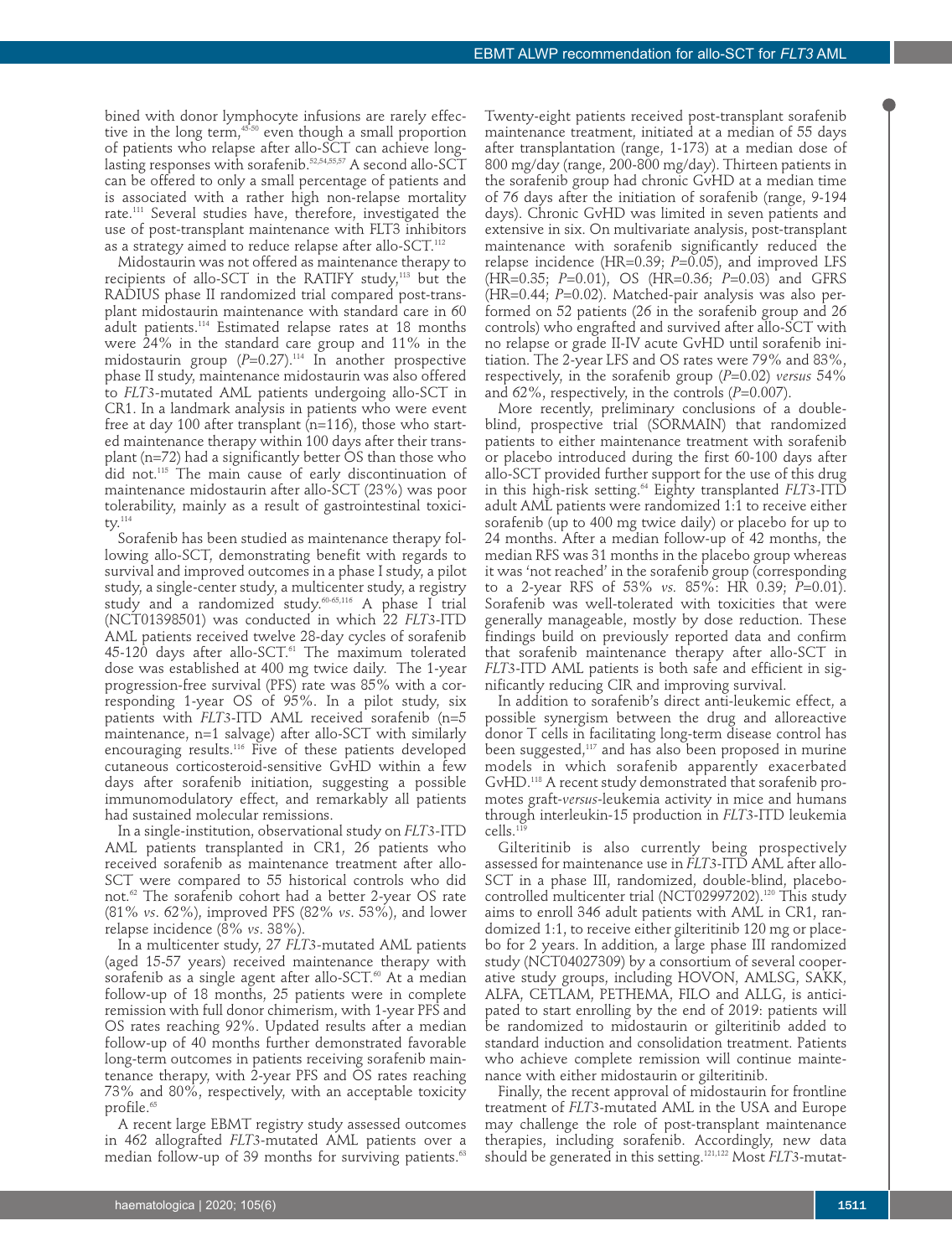bined with donor lymphocyte infusions are rarely effective in the long term,[45-50] even though a small proportion of patients who relapse after allo-SCT can achieve long-lasting responses with sorafenib.[52,54,55,57] A second allo-SCT can be offered to only a small percentage of patients and is associated with a rather high non-relapse mortality rate.[111] Several studies have, therefore, investigated the use of post-transplant maintenance with FLT3 inhibitors as a strategy aimed to reduce relapse after allo-SCT.[112]

Midostaurin was not offered as maintenance therapy to recipients of allo-SCT in the RATIFY study,[113] but the RADIUS phase II randomized trial compared post-transplant midostaurin maintenance with standard care in 60 adult patients.[114] Estimated relapse rates at 18 months were 24% in the standard care group and 11% in the midostaurin group ($P$=0.27).[114] In another prospective phase II study, maintenance midostaurin was also offered to *FLT3*-mutated AML patients undergoing allo-SCT in CR1. In a landmark analysis in patients who were event free at day 100 after transplant (n=116), those who started maintenance therapy within 100 days after their transplant (n=72) had a significantly better OS than those who did not.[115] The main cause of early discontinuation of maintenance midostaurin after allo-SCT (23%) was poor tolerability, mainly as a result of gastrointestinal toxicity.[114]

Sorafenib has been studied as maintenance therapy following allo-SCT, demonstrating benefit with regards to survival and improved outcomes in a phase I study, a pilot study, a single-center study, a multicenter study, a registry study and a randomized study.[60-65,116] A phase I trial (NCT01398501) was conducted in which 22 *FLT3*-ITD AML patients received twelve 28-day cycles of sorafenib 45-120 days after allo-SCT.[61] The maximum tolerated dose was established at 400 mg twice daily. The 1-year progression-free survival (PFS) rate was 85% with a corresponding 1-year OS of 95%. In a pilot study, six patients with *FLT3*-ITD AML received sorafenib (n=5 maintenance, n=1 salvage) after allo-SCT with similarly encouraging results.[116] Five of these patients developed cutaneous corticosteroid-sensitive GvHD within a few days after sorafenib initiation, suggesting a possible immunomodulatory effect, and remarkably all patients had sustained molecular remissions.

In a single-institution, observational study on *FLT3*-ITD AML patients transplanted in CR1, 26 patients who received sorafenib as maintenance treatment after allo-SCT were compared to 55 historical controls who did not.[62] The sorafenib cohort had a better 2-year OS rate (81% *vs.* 62%), improved PFS (82% *vs.* 53%), and lower relapse incidence (8% *vs.* 38%).

In a multicenter study, 27 *FLT3*-mutated AML patients (aged 15-57 years) received maintenance therapy with sorafenib as a single agent after allo-SCT.[60] At a median follow-up of 18 months, 25 patients were in complete remission with full donor chimerism, with 1-year PFS and OS rates reaching 92%. Updated results after a median follow-up of 40 months further demonstrated favorable long-term outcomes in patients receiving sorafenib maintenance therapy, with 2-year PFS and OS rates reaching 73% and 80%, respectively, with an acceptable toxicity profile.[65]

A recent large EBMT registry study assessed outcomes in 462 allografted *FLT3*-mutated AML patients over a median follow-up of 39 months for surviving patients.[63] Twenty-eight patients received post-transplant sorafenib maintenance treatment, initiated at a median of 55 days after transplantation (range, 1-173) at a median dose of 800 mg/day (range, 200-800 mg/day). Thirteen patients in the sorafenib group had chronic GvHD at a median time of 76 days after the initiation of sorafenib (range, 9-194 days). Chronic GvHD was limited in seven patients and extensive in six. On multivariate analysis, post-transplant maintenance with sorafenib significantly reduced the relapse incidence (HR=0.39; $P$=0.05), and improved LFS (HR=0.35; $P$=0.01), OS (HR=0.36; $P$=0.03) and GFRS (HR=0.44; $P$=0.02). Matched-pair analysis was also performed on 52 patients (26 in the sorafenib group and 26 controls) who engrafted and survived after allo-SCT with no relapse or grade II-IV acute GvHD until sorafenib initiation. The 2-year LFS and OS rates were 79% and 83%, respectively, in the sorafenib group ($P$=0.02) *versus* 54% and 62%, respectively, in the controls ($P$=0.007).

More recently, preliminary conclusions of a double-blind, prospective trial (SORMAIN) that randomized patients to either maintenance treatment with sorafenib or placebo introduced during the first 60-100 days after allo-SCT provided further support for the use of this drug in this high-risk setting.[64] Eighty transplanted *FLT3*-ITD adult AML patients were randomized 1:1 to receive either sorafenib (up to 400 mg twice daily) or placebo for up to 24 months. After a median follow-up of 42 months, the median RFS was 31 months in the placebo group whereas it was 'not reached' in the sorafenib group (corresponding to a 2-year RFS of 53% *vs.* 85%: HR 0.39; $P$=0.01). Sorafenib was well-tolerated with toxicities that were generally manageable, mostly by dose reduction. These findings build on previously reported data and confirm that sorafenib maintenance therapy after allo-SCT in *FLT3*-ITD AML patients is both safe and efficient in significantly reducing CIR and improving survival.

In addition to sorafenib's direct anti-leukemic effect, a possible synergism between the drug and alloreactive donor T cells in facilitating long-term disease control has been suggested,[117] and has also been proposed in murine models in which sorafenib apparently exacerbated GvHD.[118] A recent study demonstrated that sorafenib promotes graft-*versus*-leukemia activity in mice and humans through interleukin-15 production in *FLT3*-ITD leukemia cells.[119]

Gilteritinib is also currently being prospectively assessed for maintenance use in *FLT3*-ITD AML after allo-SCT in a phase III, randomized, double-blind, placebo-controlled multicenter trial (NCT02997202).[120] This study aims to enroll 346 adult patients with AML in CR1, randomized 1:1, to receive either gilteritinib 120 mg or placebo for 2 years. In addition, a large phase III randomized study (NCT04027309) by a consortium of several cooperative study groups, including HOVON, AMLSG, SAKK, ALFA, CETLAM, PETHEMA, FILO and ALLG, is anticipated to start enrolling by the end of 2019: patients will be randomized to midostaurin or gilteritinib added to standard induction and consolidation treatment. Patients who achieve complete remission will continue maintenance with either midostaurin or gilteritinib.

Finally, the recent approval of midostaurin for frontline treatment of *FLT3*-mutated AML in the USA and Europe may challenge the role of post-transplant maintenance therapies, including sorafenib. Accordingly, new data should be generated in this setting.[121,122] Most *FLT3*-mutat-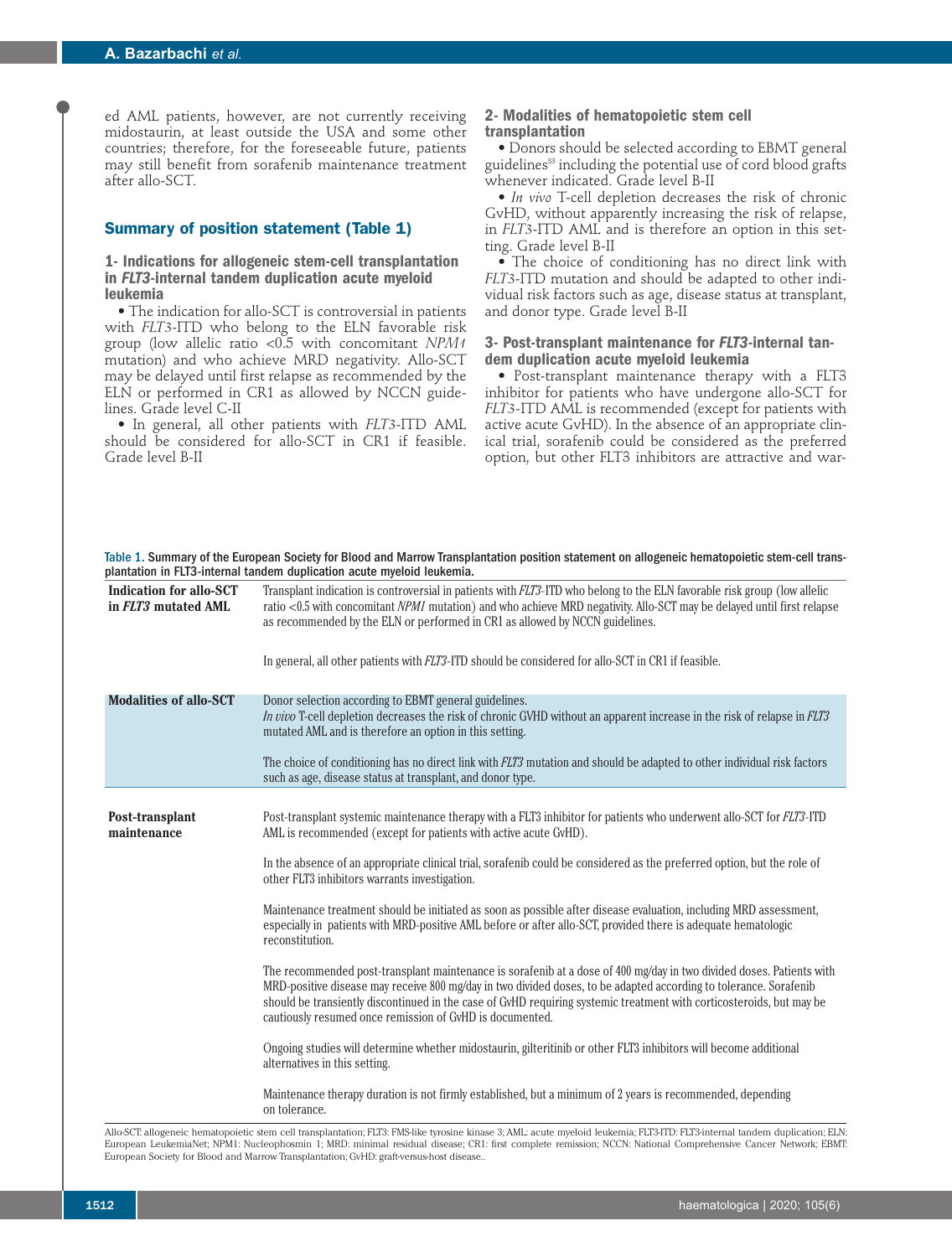ed AML patients, however, are not currently receiving midostaurin, at least outside the USA and some other countries; therefore, for the foreseeable future, patients may still benefit from sorafenib maintenance treatment after allo-SCT.

## Summary of position statement (Table 1)

### 1- Indications for allogeneic stem-cell transplantation in *FLT3*-internal tandem duplication acute myeloid leukemia

- The indication for allo-SCT is controversial in patients with *FLT3*-ITD who belong to the ELN favorable risk group (low allelic ratio <0.5 with concomitant *NPM1* mutation) and who achieve MRD negativity. Allo-SCT may be delayed until first relapse as recommended by the ELN or performed in CR1 as allowed by NCCN guidelines. Grade level C-II
- In general, all other patients with *FLT3*-ITD AML should be considered for allo-SCT in CR1 if feasible. Grade level B-II

### 2- Modalities of hematopoietic stem cell transplantation

- Donors should be selected according to EBMT general guidelines[83] including the potential use of cord blood grafts whenever indicated. Grade level B-II
- *In vivo* T-cell depletion decreases the risk of chronic GvHD, without apparently increasing the risk of relapse, in *FLT3*-ITD AML and is therefore an option in this setting. Grade level B-II
- The choice of conditioning has no direct link with *FLT3*-ITD mutation and should be adapted to other individual risk factors such as age, disease status at transplant, and donor type. Grade level B-II

### 3- Post-transplant maintenance for *FLT3*-internal tandem duplication acute myeloid leukemia

- Post-transplant maintenance therapy with a FLT3 inhibitor for patients who have undergone allo-SCT for *FLT3*-ITD AML is recommended (except for patients with active acute GvHD). In the absence of an appropriate clinical trial, sorafenib could be considered as the preferred option, but other FLT3 inhibitors are attractive and war-

Table 1. Summary of the European Society for Blood and Marrow Transplantation position statement on allogeneic hematopoietic stem-cell transplantation in FLT3-internal tandem duplication acute myeloid leukemia.

| | |
|---|---|
| **Indication for allo-SCT in *FLT3* mutated AML** | Transplant indication is controversial in patients with *FLT3*-ITD who belong to the ELN favorable risk group (low allelic ratio <0.5 with concomitant *NPM1* mutation) and who achieve MRD negativity. Allo-SCT may be delayed until first relapse as recommended by the ELN or performed in CR1 as allowed by NCCN guidelines. |
| | In general, all other patients with *FLT3*-ITD should be considered for allo-SCT in CR1 if feasible. |
| **Modalities of allo-SCT** | Donor selection according to EBMT general guidelines. *In vivo* T-cell depletion decreases the risk of chronic GVHD without an apparent increase in the risk of relapse in *FLT3* mutated AML and is therefore an option in this setting. |
| | The choice of conditioning has no direct link with *FLT3* mutation and should be adapted to other individual risk factors such as age, disease status at transplant, and donor type. |
| **Post-transplant maintenance** | Post-transplant systemic maintenance therapy with a FLT3 inhibitor for patients who underwent allo-SCT for *FLT3*-ITD AML is recommended (except for patients with active acute GvHD). |
| | In the absence of an appropriate clinical trial, sorafenib could be considered as the preferred option, but the role of other FLT3 inhibitors warrants investigation. |
| | Maintenance treatment should be initiated as soon as possible after disease evaluation, including MRD assessment, especially in patients with MRD-positive AML before or after allo-SCT, provided there is adequate hematologic reconstitution. |
| | The recommended post-transplant maintenance is sorafenib at a dose of 400 mg/day in two divided doses. Patients with MRD-positive disease may receive 800 mg/day in two divided doses, to be adapted according to tolerance. Sorafenib should be transiently discontinued in the case of GvHD requiring systemic treatment with corticosteroids, but may be cautiously resumed once remission of GvHD is documented. |
| | Ongoing studies will determine whether midostaurin, gilteritinib or other FLT3 inhibitors will become additional alternatives in this setting. |
| | Maintenance therapy duration is not firmly established, but a minimum of 2 years is recommended, depending on tolerance. |

Allo-SCT: allogeneic hematopoietic stem cell transplantation; FLT3: FMS-like tyrosine kinase 3; AML: acute myeloid leukemia; FLT3-ITD: FLT3-internal tandem duplication; ELN: European LeukemiaNet; NPM1: Nucleophosmin 1; MRD: minimal residual disease; CR1: first complete remission; NCCN: National Comprehensive Cancer Network; EBMT: European Society for Blood and Marrow Transplantation; GvHD: graft-versus-host disease..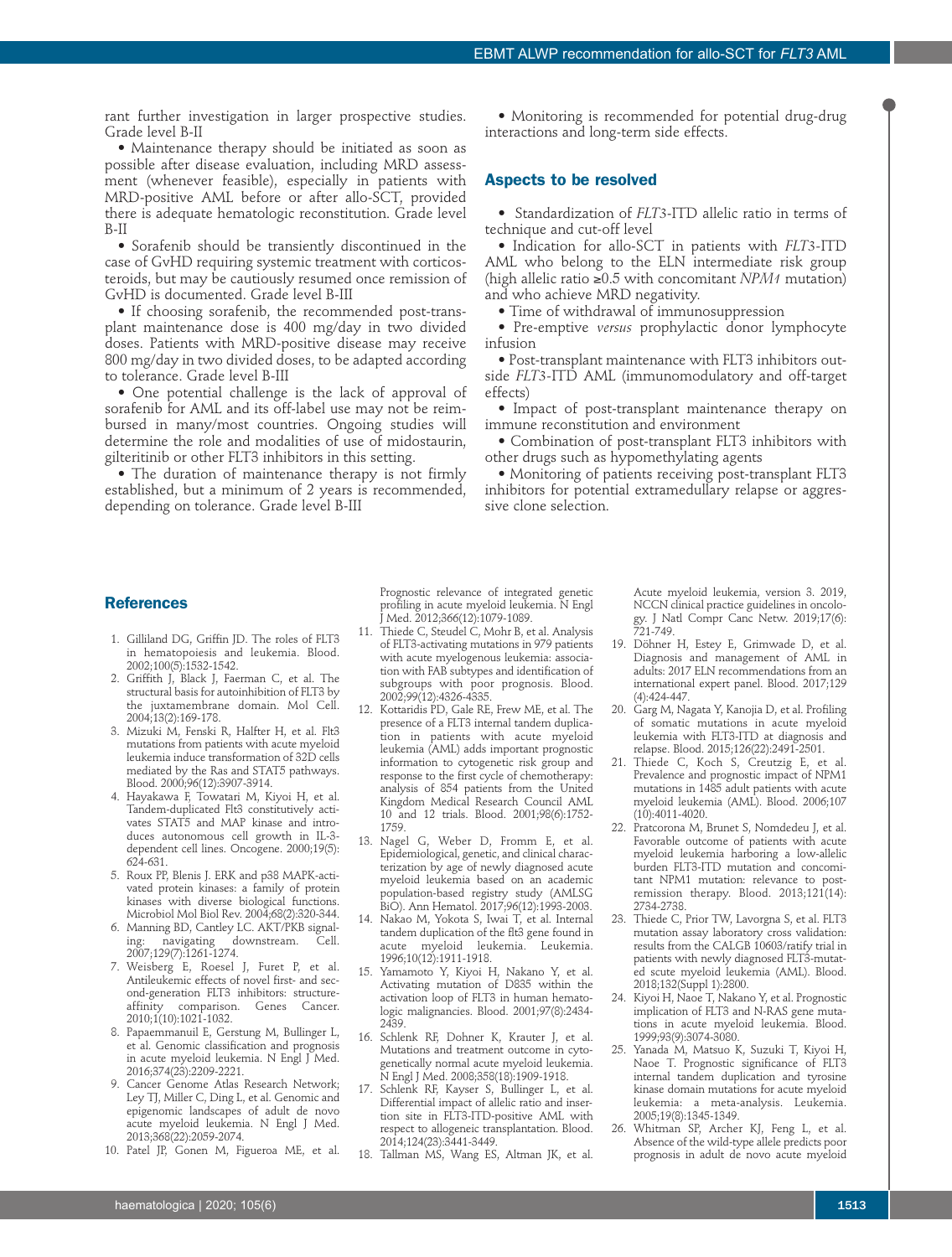rant further investigation in larger prospective studies. Grade level B-II

• Maintenance therapy should be initiated as soon as possible after disease evaluation, including MRD assessment (whenever feasible), especially in patients with MRD-positive AML before or after allo-SCT, provided there is adequate hematologic reconstitution. Grade level B-II

• Sorafenib should be transiently discontinued in the case of GvHD requiring systemic treatment with corticosteroids, but may be cautiously resumed once remission of GvHD is documented. Grade level B-III

• If choosing sorafenib, the recommended post-transplant maintenance dose is 400 mg/day in two divided doses. Patients with MRD-positive disease may receive 800 mg/day in two divided doses, to be adapted according to tolerance. Grade level B-III

• One potential challenge is the lack of approval of sorafenib for AML and its off-label use may not be reimbursed in many/most countries. Ongoing studies will determine the role and modalities of use of midostaurin, gilteritinib or other FLT3 inhibitors in this setting.

• The duration of maintenance therapy is not firmly established, but a minimum of 2 years is recommended, depending on tolerance. Grade level B-III

• Monitoring is recommended for potential drug-drug interactions and long-term side effects.

## Aspects to be resolved

• Standardization of *FLT3*-ITD allelic ratio in terms of technique and cut-off level

• Indication for allo-SCT in patients with *FLT3*-ITD AML who belong to the ELN intermediate risk group (high allelic ratio ≥0.5 with concomitant *NPM1* mutation) and who achieve MRD negativity.

• Time of withdrawal of immunosuppression

• Pre-emptive *versus* prophylactic donor lymphocyte infusion

• Post-transplant maintenance with FLT3 inhibitors outside *FLT3*-ITD AML (immunomodulatory and off-target effects)

• Impact of post-transplant maintenance therapy on immune reconstitution and environment

• Combination of post-transplant FLT3 inhibitors with other drugs such as hypomethylating agents

• Monitoring of patients receiving post-transplant FLT3 inhibitors for potential extramedullary relapse or aggressive clone selection.

## References

1. Gilliland DG, Griffin JD. The roles of FLT3 in hematopoiesis and leukemia. Blood. 2002;100(5):1532-1542.
2. Griffith J, Black J, Faerman C, et al. The structural basis for autoinhibition of FLT3 by the juxtamembrane domain. Mol Cell. 2004;13(2):169-178.
3. Mizuki M, Fenski R, Halfter H, et al. Flt3 mutations from patients with acute myeloid leukemia induce transformation of 32D cells mediated by the Ras and STAT5 pathways. Blood. 2000;96(12):3907-3914.
4. Hayakawa F, Towatari M, Kiyoi H, et al. Tandem-duplicated Flt3 constitutively activates STAT5 and MAP kinase and introduces autonomous cell growth in IL-3-dependent cell lines. Oncogene. 2000;19(5):624-631.
5. Roux PP, Blenis J. ERK and p38 MAPK-activated protein kinases: a family of protein kinases with diverse biological functions. Microbiol Mol Biol Rev. 2004;68(2):320-344.
6. Manning BD, Cantley LC. AKT/PKB signaling: navigating downstream. Cell. 2007;129(7):1261-1274.
7. Weisberg E, Roesel J, Furet P, et al. Antileukemic effects of novel first- and second-generation FLT3 inhibitors: structure-affinity comparison. Genes Cancer. 2010;1(10):1021-1032.
8. Papaemmanuil E, Gerstung M, Bullinger L, et al. Genomic classification and prognosis in acute myeloid leukemia. N Engl J Med. 2016;374(23):2209-2221.
9. Cancer Genome Atlas Research Network; Ley TJ, Miller C, Ding L, et al. Genomic and epigenomic landscapes of adult de novo acute myeloid leukemia. N Engl J Med. 2013;368(22):2059-2074.
10. Patel JP, Gonen M, Figueroa ME, et al. Prognostic relevance of integrated genetic profiling in acute myeloid leukemia. N Engl J Med. 2012;366(12):1079-1089.
11. Thiede C, Steudel C, Mohr B, et al. Analysis of FLT3-activating mutations in 979 patients with acute myelogenous leukemia: association with FAB subtypes and identification of subgroups with poor prognosis. Blood. 2002;99(12):4326-4335.
12. Kottaridis PD, Gale RE, Frew ME, et al. The presence of a FLT3 internal tandem duplication in patients with acute myeloid leukemia (AML) adds important prognostic information to cytogenetic risk group and response to the first cycle of chemotherapy: analysis of 854 patients from the United Kingdom Medical Research Council AML 10 and 12 trials. Blood. 2001;98(6):1752-1759.
13. Nagel G, Weber D, Fromm E, et al. Epidemiological, genetic, and clinical characterization by age of newly diagnosed acute myeloid leukemia based on an academic population-based registry study (AMLSG BiO). Ann Hematol. 2017;96(12):1993-2003.
14. Nakao M, Yokota S, Iwai T, et al. Internal tandem duplication of the flt3 gene found in acute myeloid leukemia. Leukemia. 1996;10(12):1911-1918.
15. Yamamoto Y, Kiyoi H, Nakano Y, et al. Activating mutation of D835 within the activation loop of FLT3 in human hematologic malignancies. Blood. 2001;97(8):2434-2439.
16. Schlenk RF, Dohner K, Krauter J, et al. Mutations and treatment outcome in cytogenetically normal acute myeloid leukemia. N Engl J Med. 2008;358(18):1909-1918.
17. Schlenk RF, Kayser S, Bullinger L, et al. Differential impact of allelic ratio and insertion site in FLT3-ITD-positive AML with respect to allogeneic transplantation. Blood. 2014;124(23):3441-3449.
18. Tallman MS, Wang ES, Altman JK, et al. Acute myeloid leukemia, version 3. 2019, NCCN clinical practice guidelines in oncology. J Natl Compr Canc Netw. 2019;17(6):721-749.
19. Döhner H, Estey E, Grimwade D, et al. Diagnosis and management of AML in adults: 2017 ELN recommendations from an international expert panel. Blood. 2017;129(4):424-447.
20. Garg M, Nagata Y, Kanojia D, et al. Profiling of somatic mutations in acute myeloid leukemia with FLT3-ITD at diagnosis and relapse. Blood. 2015;126(22):2491-2501.
21. Thiede C, Koch S, Creutzig E, et al. Prevalence and prognostic impact of NPM1 mutations in 1485 adult patients with acute myeloid leukemia (AML). Blood. 2006;107(10):4011-4020.
22. Pratcorona M, Brunet S, Nomdedeu J, et al. Favorable outcome of patients with acute myeloid leukemia harboring a low-allelic burden FLT3-ITD mutation and concomitant NPM1 mutation: relevance to post-remission therapy. Blood. 2013;121(14):2734-2738.
23. Thiede C, Prior TW, Lavorgna S, et al. FLT3 mutation assay laboratory cross validation: results from the CALGB 10603/ratify trial in patients with newly diagnosed FLT3-mutated scute myeloid leukemia (AML). Blood. 2018;132(Suppl 1):2800.
24. Kiyoi H, Naoe T, Nakano Y, et al. Prognostic implication of FLT3 and N-RAS gene mutations in acute myeloid leukemia. Blood. 1999;93(9):3074-3080.
25. Yanada M, Matsuo K, Suzuki T, Kiyoi H, Naoe T. Prognostic significance of FLT3 internal tandem duplication and tyrosine kinase domain mutations for acute myeloid leukemia: a meta-analysis. Leukemia. 2005;19(8):1345-1349.
26. Whitman SP, Archer KJ, Feng L, et al. Absence of the wild-type allele predicts poor prognosis in adult de novo acute myeloid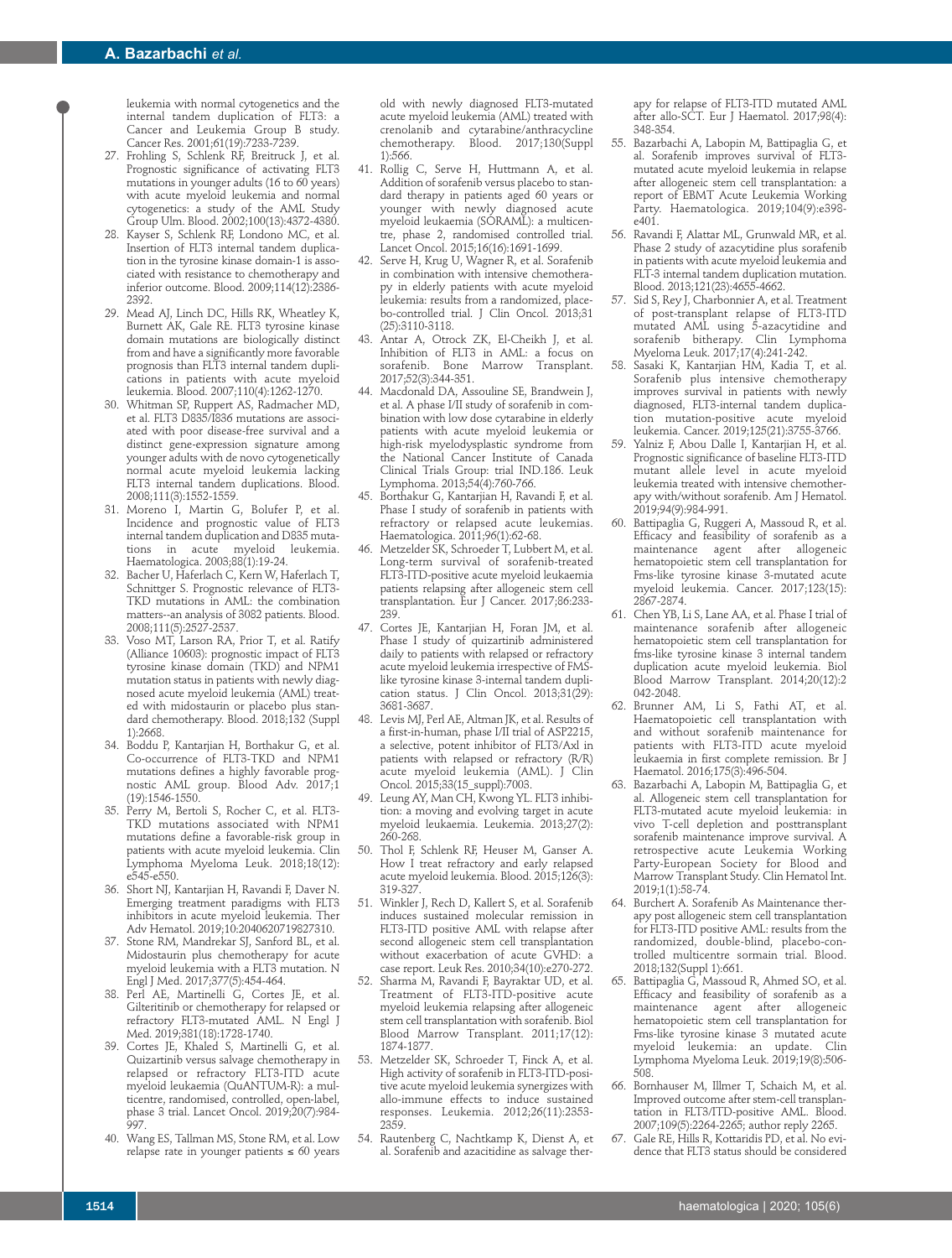leukemia with normal cytogenetics and the internal tandem duplication of FLT3: a Cancer and Leukemia Group B study. Cancer Res. 2001;61(19):7233-7239.

27. Frohling S, Schlenk RF, Breitruck J, et al. Prognostic significance of activating FLT3 mutations in younger adults (16 to 60 years) with acute myeloid leukemia and normal cytogenetics: a study of the AML Study Group Ulm. Blood. 2002;100(13):4372-4380.
28. Kayser S, Schlenk RF, Londono MC, et al. Insertion of FLT3 internal tandem duplication in the tyrosine kinase domain-1 is associated with resistance to chemotherapy and inferior outcome. Blood. 2009;114(12):2386-2392.
29. Mead AJ, Linch DC, Hills RK, Wheatley K, Burnett AK, Gale RE. FLT3 tyrosine kinase domain mutations are biologically distinct from and have a significantly more favorable prognosis than FLT3 internal tandem duplications in patients with acute myeloid leukemia. Blood. 2007;110(4):1262-1270.
30. Whitman SP, Ruppert AS, Radmacher MD, et al. FLT3 D835/I836 mutations are associated with poor disease-free survival and a distinct gene-expression signature among younger adults with de novo cytogenetically normal acute myeloid leukemia lacking FLT3 internal tandem duplications. Blood. 2008;111(3):1552-1559.
31. Moreno I, Martin G, Bolufer P, et al. Incidence and prognostic value of FLT3 internal tandem duplication and D835 mutations in acute myeloid leukemia. Haematologica. 2003;88(1):19-24.
32. Bacher U, Haferlach C, Kern W, Haferlach T, Schnittger S. Prognostic relevance of FLT3-TKD mutations in AML: the combination matters--an analysis of 3082 patients. Blood. 2008;111(5):2527-2537.
33. Voso MT, Larson RA, Prior T, et al. Ratify (Alliance 10603): prognostic impact of FLT3 tyrosine kinase domain (TKD) and NPM1 mutation status in patients with newly diagnosed acute myeloid leukemia (AML) treated with midostaurin or placebo plus standard chemotherapy. Blood. 2018;132 (Suppl 1):2668.
34. Boddu P, Kantarjian H, Borthakur G, et al. Co-occurrence of FLT3-TKD and NPM1 mutations defines a highly favorable prognostic AML group. Blood Adv. 2017;1 (19):1546-1550.
35. Perry M, Bertoli S, Rocher C, et al. FLT3-TKD mutations associated with NPM1 mutations define a favorable-risk group in patients with acute myeloid leukemia. Clin Lymphoma Myeloma Leuk. 2018;18(12):e545-e550.
36. Short NJ, Kantarjian H, Ravandi F, Daver N. Emerging treatment paradigms with FLT3 inhibitors in acute myeloid leukemia. Ther Adv Hematol. 2019;10:2040620719827310.
37. Stone RM, Mandrekar SJ, Sanford BL, et al. Midostaurin plus chemotherapy for acute myeloid leukemia with a FLT3 mutation. N Engl J Med. 2017;377(5):454-464.
38. Perl AE, Martinelli G, Cortes JE, et al. Gilteritinib or chemotherapy for relapsed or refractory FLT3-mutated AML. N Engl J Med. 2019;381(18):1728-1740.
39. Cortes JE, Khaled S, Martinelli G, et al. Quizartinib versus salvage chemotherapy in relapsed or refractory FLT3-ITD acute myeloid leukaemia (QuANTUM-R): a multicentre, randomised, controlled, open-label, phase 3 trial. Lancet Oncol. 2019;20(7):984-997.
40. Wang ES, Tallman MS, Stone RM, et al. Low relapse rate in younger patients ≤ 60 years old with newly diagnosed FLT3-mutated acute myeloid leukemia (AML) treated with crenolanib and cytarabine/anthracycline chemotherapy. Blood. 2017;130(Suppl 1):566.
41. Rollig C, Serve H, Huttmann A, et al. Addition of sorafenib versus placebo to standard therapy in patients aged 60 years or younger with newly diagnosed acute myeloid leukaemia (SORAML): a multicentre, phase 2, randomised controlled trial. Lancet Oncol. 2015;16(16):1691-1699.
42. Serve H, Krug U, Wagner R, et al. Sorafenib in combination with intensive chemotherapy in elderly patients with acute myeloid leukemia: results from a randomized, placebo-controlled trial. J Clin Oncol. 2013;31 (25):3110-3118.
43. Antar A, Otrock ZK, El-Cheikh J, et al. Inhibition of FLT3 in AML: a focus on sorafenib. Bone Marrow Transplant. 2017;52(3):344-351.
44. Macdonald DA, Assouline SE, Brandwein J, et al. A phase I/II study of sorafenib in combination with low dose cytarabine in elderly patients with acute myeloid leukemia or high-risk myelodysplastic syndrome from the National Cancer Institute of Canada Clinical Trials Group: trial IND.186. Leuk Lymphoma. 2013;54(4):760-766.
45. Borthakur G, Kantarjian H, Ravandi F, et al. Phase I study of sorafenib in patients with refractory or relapsed acute leukemias. Haematologica. 2011;96(1):62-68.
46. Metzelder SK, Schroeder T, Lubbert M, et al. Long-term survival of sorafenib-treated FLT3-ITD-positive acute myeloid leukaemia patients relapsing after allogeneic stem cell transplantation. Eur J Cancer. 2017;86:233-239.
47. Cortes JE, Kantarjian H, Foran JM, et al. Phase I study of quizartinib administered daily to patients with relapsed or refractory acute myeloid leukemia irrespective of FMS-like tyrosine kinase 3-internal tandem duplication status. J Clin Oncol. 2013;31(29):3681-3687.
48. Levis MJ, Perl AE, Altman JK, et al. Results of a first-in-human, phase I/II trial of ASP2215, a selective, potent inhibitor of FLT3/Axl in patients with relapsed or refractory (R/R) acute myeloid leukemia (AML). J Clin Oncol. 2015;33(15_suppl):7003.
49. Leung AY, Man CH, Kwong YL. FLT3 inhibition: a moving and evolving target in acute myeloid leukaemia. Leukemia. 2013;27(2):260-268.
50. Thol F, Schlenk RF, Heuser M, Ganser A. How I treat refractory and early relapsed acute myeloid leukemia. Blood. 2015;126(3):319-327.
51. Winkler J, Rech D, Kallert S, et al. Sorafenib induces sustained molecular remission in FLT3-ITD positive AML with relapse after second allogeneic stem cell transplantation without exacerbation of acute GVHD: a case report. Leuk Res. 2010;34(10):e270-272.
52. Sharma M, Ravandi F, Bayraktar UD, et al. Treatment of FLT3-ITD-positive acute myeloid leukemia relapsing after allogeneic stem cell transplantation with sorafenib. Biol Blood Marrow Transplant. 2011;17(12):1874-1877.
53. Metzelder SK, Schroeder T, Finck A, et al. High activity of sorafenib in FLT3-ITD-positive acute myeloid leukemia synergizes with allo-immune effects to induce sustained responses. Leukemia. 2012;26(11):2353-2359.
54. Rautenberg C, Nachtkamp K, Dienst A, et al. Sorafenib and azacitidine as salvage therapy for relapse of FLT3-ITD mutated AML after allo-SCT. Eur J Haematol. 2017;98(4):348-354.
55. Bazarbachi A, Labopin M, Battipaglia G, et al. Sorafenib improves survival of FLT3-mutated acute myeloid leukemia in relapse after allogeneic stem cell transplantation: a report of EBMT Acute Leukemia Working Party. Haematologica. 2019;104(9):e398-e401.
56. Ravandi F, Alattar ML, Grunwald MR, et al. Phase 2 study of azacytidine plus sorafenib in patients with acute myeloid leukemia and FLT-3 internal tandem duplication mutation. Blood. 2013;121(23):4655-4662.
57. Sid S, Rey J, Charbonnier A, et al. Treatment of post-transplant relapse of FLT3-ITD mutated AML using 5-azacytidine and sorafenib bitherapy. Clin Lymphoma Myeloma Leuk. 2017;17(4):241-242.
58. Sasaki K, Kantarjian HM, Kadia T, et al. Sorafenib plus intensive chemotherapy improves survival in patients with newly diagnosed, FLT3-internal tandem duplication mutation-positive acute myeloid leukemia. Cancer. 2019;125(21):3755-3766.
59. Yalniz F, Abou Dalle I, Kantarjian H, et al. Prognostic significance of baseline FLT3-ITD mutant allele level in acute myeloid leukemia treated with intensive chemotherapy with/without sorafenib. Am J Hematol. 2019;94(9):984-991.
60. Battipaglia G, Ruggeri A, Massoud R, et al. Efficacy and feasibility of sorafenib as a maintenance agent after allogeneic hematopoietic stem cell transplantation for Fms-like tyrosine kinase 3-mutated acute myeloid leukemia. Cancer. 2017;123(15):2867-2874.
61. Chen YB, Li S, Lane AA, et al. Phase I trial of maintenance sorafenib after allogeneic hematopoietic stem cell transplantation for fms-like tyrosine kinase 3 internal tandem duplication acute myeloid leukemia. Biol Blood Marrow Transplant. 2014;20(12):2042-2048.
62. Brunner AM, Li S, Fathi AT, et al. Haematopoietic cell transplantation with and without sorafenib maintenance for patients with FLT3-ITD acute myeloid leukaemia in first complete remission. Br J Haematol. 2016;175(3):496-504.
63. Bazarbachi A, Labopin M, Battipaglia G, et al. Allogeneic stem cell transplantation for FLT3-mutated acute myeloid leukemia: in vivo T-cell depletion and posttransplant sorafenib maintenance improve survival. A retrospective acute Leukemia Working Party-European Society for Blood and Marrow Transplant Study. Clin Hematol Int. 2019;1(1):58-74.
64. Burchert A. Sorafenib As Maintenance therapy post allogeneic stem cell transplantation for FLT3-ITD positive AML: results from the randomized, double-blind, placebo-controlled multicentre sormain trial. Blood. 2018;132(Suppl 1):661.
65. Battipaglia G, Massoud R, Ahmed SO, et al. Efficacy and feasibility of sorafenib as a maintenance agent after allogeneic hematopoietic stem cell transplantation for Fms-like tyrosine kinase 3 mutated acute myeloid leukemia: an update. Clin Lymphoma Myeloma Leuk. 2019;19(8):506-508.
66. Bornhauser M, Illmer T, Schaich M, et al. Improved outcome after stem-cell transplantation in FLT3/ITD-positive AML. Blood. 2007;109(5):2264-2265; author reply 2265.
67. Gale RE, Hills R, Kottaridis PD, et al. No evidence that FLT3 status should be considered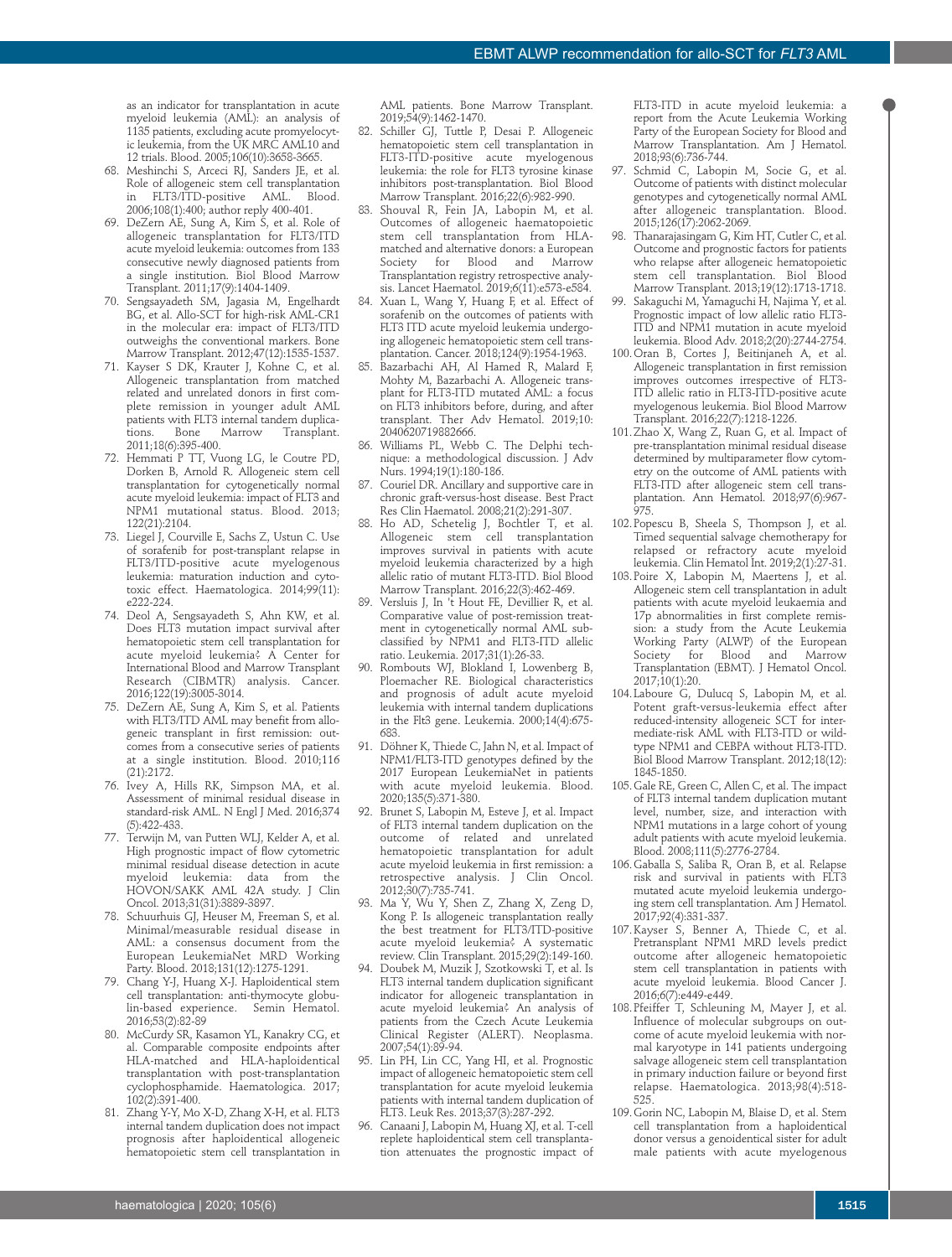as an indicator for transplantation in acute myeloid leukemia (AML): an analysis of 1135 patients, excluding acute promyelocytic leukemia, from the UK MRC AML10 and 12 trials. Blood. 2005;106(10):3658-3665.

68. Meshinchi S, Arceci RJ, Sanders JE, et al. Role of allogeneic stem cell transplantation in FLT3/ITD-positive AML. Blood. 2006;108(1):400; author reply 400-401.
69. DeZern AE, Sung A, Kim S, et al. Role of allogeneic transplantation for FLT3/ITD acute myeloid leukemia: outcomes from 133 consecutive newly diagnosed patients from a single institution. Biol Blood Marrow Transplant. 2011;17(9):1404-1409.
70. Sengsayadeth SM, Jagasia M, Engelhardt BG, et al. Allo-SCT for high-risk AML-CR1 in the molecular era: impact of FLT3/ITD outweighs the conventional markers. Bone Marrow Transplant. 2012;47(12):1535-1537.
71. Kayser S DK, Krauter J, Kohne C, et al. Allogeneic transplantation from matched related and unrelated donors in first complete remission in younger adult AML patients with FLT3 internal tandem duplications. Bone Marrow Transplant. 2011;18(6):395-400.
72. Hemmati P TT, Vuong LG, le Coutre PD, Dorken B, Arnold R. Allogeneic stem cell transplantation for cytogenetically normal acute myeloid leukemia: impact of FLT3 and NPM1 mutational status. Blood. 2013; 122(21):2104.
73. Liegel J, Courville E, Sachs Z, Ustun C. Use of sorafenib for post-transplant relapse in FLT3/ITD-positive acute myelogenous leukemia: maturation induction and cytotoxic effect. Haematologica. 2014;99(11): e222-224.
74. Deol A, Sengsayadeth S, Ahn KW, et al. Does FLT3 mutation impact survival after hematopoietic stem cell transplantation for acute myeloid leukemia? A Center for International Blood and Marrow Transplant Research (CIBMTR) analysis. Cancer. 2016;122(19):3005-3014.
75. DeZern AE, Sung A, Kim S, et al. Patients with FLT3/ITD AML may benefit from allogeneic transplant in first remission: outcomes from a consecutive series of patients at a single institution. Blood. 2010;116 (21):2172.
76. Ivey A, Hills RK, Simpson MA, et al. Assessment of minimal residual disease in standard-risk AML. N Engl J Med. 2016;374 (5):422-433.
77. Terwijn M, van Putten WLJ, Kelder A, et al. High prognostic impact of flow cytometric minimal residual disease detection in acute myeloid leukemia: data from the HOVON/SAKK AML 42A study. J Clin Oncol. 2013;31(31):3889-3897.
78. Schuurhuis GJ, Heuser M, Freeman S, et al. Minimal/measurable residual disease in AML: a consensus document from the European LeukemiaNet MRD Working Party. Blood. 2018;131(12):1275-1291.
79. Chang Y-J, Huang X-J. Haploidentical stem cell transplantation: anti-thymocyte globulin-based experience. Semin Hematol. 2016;53(2):82-89
80. McCurdy SR, Kasamon YL, Kanakry CG, et al. Comparable composite endpoints after HLA-matched and HLA-haploidentical transplantation with post-transplantation cyclophosphamide. Haematologica. 2017; 102(2):391-400.
81. Zhang Y-Y, Mo X-D, Zhang X-H, et al. FLT3 internal tandem duplication does not impact prognosis after haploidentical allogeneic hematopoietic stem cell transplantation in AML patients. Bone Marrow Transplant. 2019;54(9):1462-1470.
82. Schiller GJ, Tuttle P, Desai P. Allogeneic hematopoietic stem cell transplantation in FLT3-ITD-positive acute myelogenous leukemia: the role for FLT3 tyrosine kinase inhibitors post-transplantation. Biol Blood Marrow Transplant. 2016;22(6):982-990.
83. Shouval R, Fein JA, Labopin M, et al. Outcomes of allogeneic haematopoietic stem cell transplantation from HLA-matched and alternative donors: a European Society for Blood and Marrow Transplantation registry retrospective analysis. Lancet Haematol. 2019;6(11):e573-e584.
84. Xuan L, Wang Y, Huang F, et al. Effect of sorafenib on the outcomes of patients with FLT3 ITD acute myeloid leukemia undergoing allogeneic hematopoietic stem cell transplantation. Cancer. 2018;124(9):1954-1963.
85. Bazarbachi AH, Al Hamed R, Malard F, Mohty M, Bazarbachi A. Allogeneic transplant for FLT3-ITD mutated AML: a focus on FLT3 inhibitors before, during, and after transplant. Ther Adv Hematol. 2019;10: 2040620719882666.
86. Williams PL, Webb C. The Delphi technique: a methodological discussion. J Adv Nurs. 1994;19(1):180-186.
87. Couriel DR. Ancillary and supportive care in chronic graft-versus-host disease. Best Pract Res Clin Haematol. 2008;21(2):291-307.
88. Ho AD, Schetelig J, Bochtler T, et al. Allogeneic stem cell transplantation improves survival in patients with acute myeloid leukemia characterized by a high allelic ratio of mutant FLT3-ITD. Biol Blood Marrow Transplant. 2016;22(3):462-469.
89. Versluis J, In 't Hout FE, Devillier R, et al. Comparative value of post-remission treatment in cytogenetically normal AML subclassified by NPM1 and FLT3-ITD allelic ratio. Leukemia. 2017;31(1):26-33.
90. Rombouts WJ, Blokland I, Lowenberg B, Ploemacher RE. Biological characteristics and prognosis of adult acute myeloid leukemia with internal tandem duplications in the Flt3 gene. Leukemia. 2000;14(4):675-683.
91. Döhner K, Thiede C, Jahn N, et al. Impact of NPM1/FLT3-ITD genotypes defined by the 2017 European LeukemiaNet in patients with acute myeloid leukemia. Blood. 2020;135(5):371-380.
92. Brunet S, Labopin M, Esteve J, et al. Impact of FLT3 internal tandem duplication on the outcome of related and unrelated hematopoietic transplantation for adult acute myeloid leukemia in first remission: a retrospective analysis. J Clin Oncol. 2012;30(7):735-741.
93. Ma Y, Wu Y, Shen Z, Zhang X, Zeng D, Kong P. Is allogeneic transplantation really the best treatment for FLT3/ITD-positive acute myeloid leukemia? A systematic review. Clin Transplant. 2015;29(2):149-160.
94. Doubek M, Muzik J, Szotkowski T, et al. Is FLT3 internal tandem duplication significant indicator for allogeneic transplantation in acute myeloid leukemia? An analysis of patients from the Czech Acute Leukemia Clinical Register (ALERT). Neoplasma. 2007;54(1):89-94.
95. Lin PH, Lin CC, Yang HI, et al. Prognostic impact of allogeneic hematopoietic stem cell transplantation for acute myeloid leukemia patients with internal tandem duplication of FLT3. Leuk Res. 2013;37(3):287-292.
96. Canaani J, Labopin M, Huang XJ, et al. T-cell replete haploidentical stem cell transplantation attenuates the prognostic impact of FLT3-ITD in acute myeloid leukemia: a report from the Acute Leukemia Working Party of the European Society for Blood and Marrow Transplantation. Am J Hematol. 2018;93(6):736-744.
97. Schmid C, Labopin M, Socie G, et al. Outcome of patients with distinct molecular genotypes and cytogenetically normal AML after allogeneic transplantation. Blood. 2015;126(17):2062-2069.
98. Thanarajasingam G, Kim HT, Cutler C, et al. Outcome and prognostic factors for patients who relapse after allogeneic hematopoietic stem cell transplantation. Biol Blood Marrow Transplant. 2013;19(12):1713-1718.
99. Sakaguchi M, Yamaguchi H, Najima Y, et al. Prognostic impact of low allelic ratio FLT3-ITD and NPM1 mutation in acute myeloid leukemia. Blood Adv. 2018;2(20):2744-2754.
100. Oran B, Cortes J, Beitinjaneh A, et al. Allogeneic transplantation in first remission improves outcomes irrespective of FLT3-ITD allelic ratio in FLT3-ITD-positive acute myelogenous leukemia. Biol Blood Marrow Transplant. 2016;22(7):1218-1226.
101. Zhao X, Wang Z, Ruan G, et al. Impact of pre-transplantation minimal residual disease determined by multiparameter flow cytometry on the outcome of AML patients with FLT3-ITD after allogeneic stem cell transplantation. Ann Hematol. 2018;97(6):967-975.
102. Popescu B, Sheela S, Thompson J, et al. Timed sequential salvage chemotherapy for relapsed or refractory acute myeloid leukemia. Clin Hematol Int. 2019;2(1):27-31.
103. Poire X, Labopin M, Maertens J, et al. Allogeneic stem cell transplantation in adult patients with acute myeloid leukaemia and 17p abnormalities in first complete remission: a study from the Acute Leukemia Working Party (ALWP) of the European Society for Blood and Marrow Transplantation (EBMT). J Hematol Oncol. 2017;10(1):20.
104. Laboure G, Dulucq S, Labopin M, et al. Potent graft-versus-leukemia effect after reduced-intensity allogeneic SCT for intermediate-risk AML with FLT3-ITD or wild-type NPM1 and CEBPA without FLT3-ITD. Biol Blood Marrow Transplant. 2012;18(12): 1845-1850.
105. Gale RE, Green C, Allen C, et al. The impact of FLT3 internal tandem duplication mutant level, number, size, and interaction with NPM1 mutations in a large cohort of young adult patients with acute myeloid leukemia. Blood. 2008;111(5):2776-2784.
106. Gaballa S, Saliba R, Oran B, et al. Relapse risk and survival in patients with FLT3 mutated acute myeloid leukemia undergoing stem cell transplantation. Am J Hematol. 2017;92(4):331-337.
107. Kayser S, Benner A, Thiede C, et al. Pretransplant NPM1 MRD levels predict outcome after allogeneic hematopoietic stem cell transplantation in patients with acute myeloid leukemia. Blood Cancer J. 2016;6(7):e449-e449.
108. Pfeiffer T, Schleuning M, Mayer J, et al. Influence of molecular subgroups on outcome of acute myeloid leukemia with normal karyotype in 141 patients undergoing salvage allogeneic stem cell transplantation in primary induction failure or beyond first relapse. Haematologica. 2013;98(4):518-525.
109. Gorin NC, Labopin M, Blaise D, et al. Stem cell transplantation from a haploidentical donor versus a genoidentical sister for adult male patients with acute myelogenous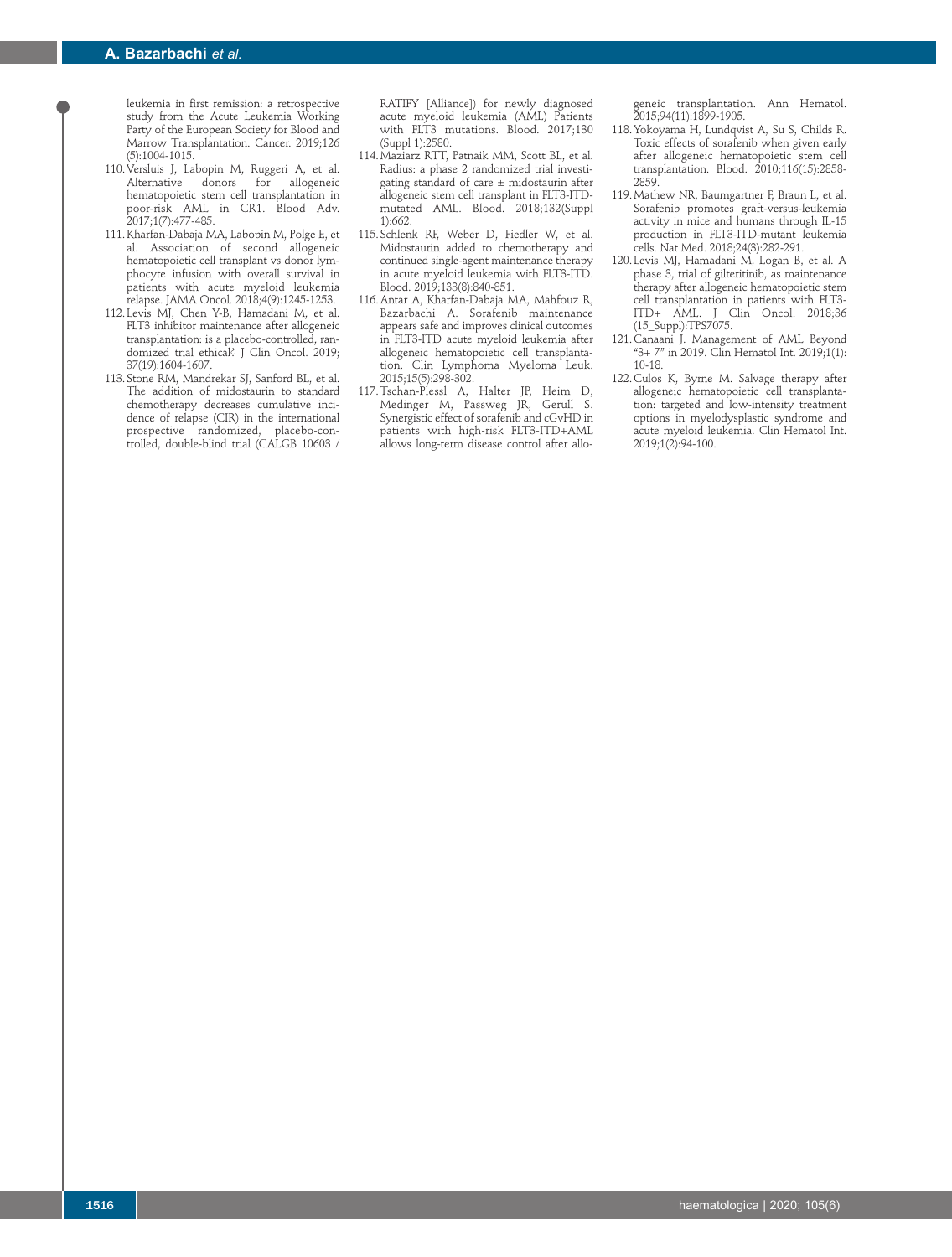leukemia in first remission: a retrospective study from the Acute Leukemia Working Party of the European Society for Blood and Marrow Transplantation. Cancer. 2019;126 (5):1004-1015.

110. Versluis J, Labopin M, Ruggeri A, et al. Alternative donors for allogeneic hematopoietic stem cell transplantation in poor-risk AML in CR1. Blood Adv. 2017;1(7):477-485.
111. Kharfan-Dabaja MA, Labopin M, Polge E, et al. Association of second allogeneic hematopoietic cell transplant vs donor lymphocyte infusion with overall survival in patients with acute myeloid leukemia relapse. JAMA Oncol. 2018;4(9):1245-1253.
112. Levis MJ, Chen Y-B, Hamadani M, et al. FLT3 inhibitor maintenance after allogeneic transplantation: is a placebo-controlled, randomized trial ethical? J Clin Oncol. 2019; 37(19):1604-1607.
113. Stone RM, Mandrekar SJ, Sanford BL, et al. The addition of midostaurin to standard chemotherapy decreases cumulative incidence of relapse (CIR) in the international prospective randomized, placebo-controlled, double-blind trial (CALGB 10603 / RATIFY [Alliance]) for newly diagnosed acute myeloid leukemia (AML) Patients with FLT3 mutations. Blood. 2017;130 (Suppl 1):2580.
114. Maziarz RTT, Patnaik MM, Scott BL, et al. Radius: a phase 2 randomized trial investigating standard of care ± midostaurin after allogeneic stem cell transplant in FLT3-ITD-mutated AML. Blood. 2018;132(Suppl 1):662.
115. Schlenk RF, Weber D, Fiedler W, et al. Midostaurin added to chemotherapy and continued single-agent maintenance therapy in acute myeloid leukemia with FLT3-ITD. Blood. 2019;133(8):840-851.
116. Antar A, Kharfan-Dabaja MA, Mahfouz R, Bazarbachi A. Sorafenib maintenance appears safe and improves clinical outcomes in FLT3-ITD acute myeloid leukemia after allogeneic hematopoietic cell transplantation. Clin Lymphoma Myeloma Leuk. 2015;15(5):298-302.
117. Tschan-Plessl A, Halter JP, Heim D, Medinger M, Passweg JR, Gerull S. Synergistic effect of sorafenib and cGvHD in patients with high-risk FLT3-ITD+AML allows long-term disease control after allogeneic transplantation. Ann Hematol. 2015;94(11):1899-1905.
118. Yokoyama H, Lundqvist A, Su S, Childs R. Toxic effects of sorafenib when given early after allogeneic hematopoietic stem cell transplantation. Blood. 2010;116(15):2858-2859.
119. Mathew NR, Baumgartner F, Braun L, et al. Sorafenib promotes graft-versus-leukemia activity in mice and humans through IL-15 production in FLT3-ITD-mutant leukemia cells. Nat Med. 2018;24(3):282-291.
120. Levis MJ, Hamadani M, Logan B, et al. A phase 3, trial of gilteritinib, as maintenance therapy after allogeneic hematopoietic stem cell transplantation in patients with FLT3-ITD+ AML. J Clin Oncol. 2018;36 (15_Suppl):TPS7075.
121. Canaani J. Management of AML Beyond "3+ 7" in 2019. Clin Hematol Int. 2019;1(1): 10-18.
122. Culos K, Byrne M. Salvage therapy after allogeneic hematopoietic cell transplantation: targeted and low-intensity treatment options in myelodysplastic syndrome and acute myeloid leukemia. Clin Hematol Int. 2019;1(2):94-100.